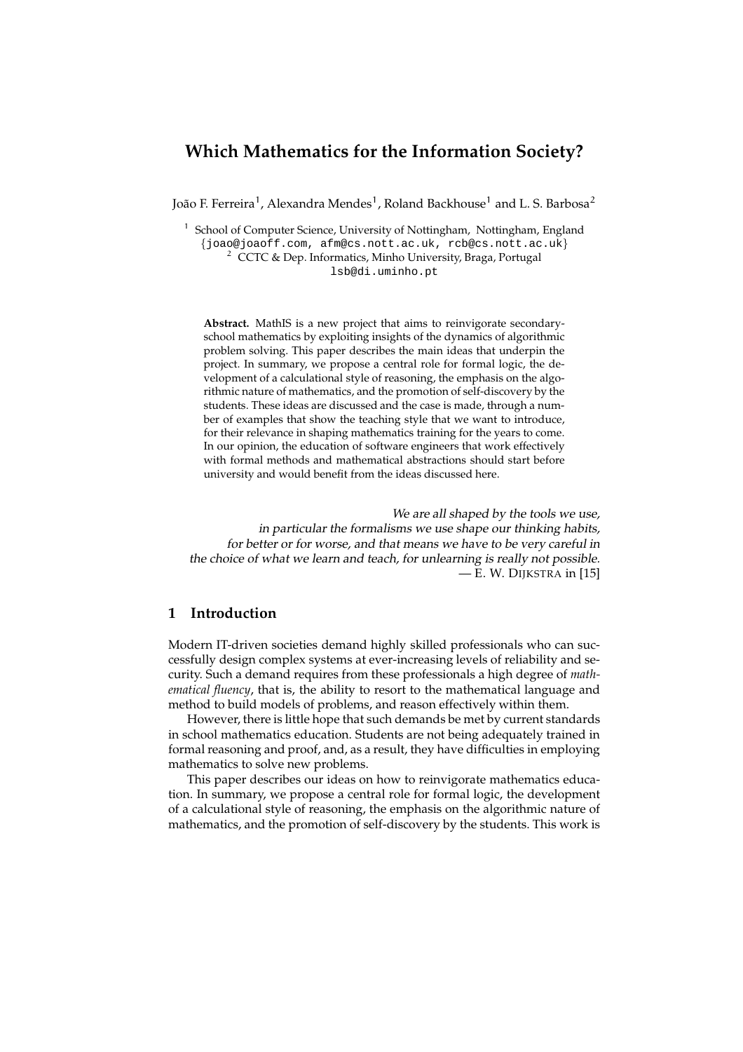# Which Mathematics for the Information Society?

João F. Ferreira[1], Alexandra Mendes[1], Roland Backhouse[1] and L. S. Barbosa[2]

[1] School of Computer Science, University of Nottingham, Nottingham, England
{joao@joaoff.com, afm@cs.nott.ac.uk, rcb@cs.nott.ac.uk}
[2] CCTC & Dep. Informatics, Minho University, Braga, Portugal
lsb@di.uminho.pt

**Abstract.** MathIS is a new project that aims to reinvigorate secondary-school mathematics by exploiting insights of the dynamics of algorithmic problem solving. This paper describes the main ideas that underpin the project. In summary, we propose a central role for formal logic, the development of a calculational style of reasoning, the emphasis on the algorithmic nature of mathematics, and the promotion of self-discovery by the students. These ideas are discussed and the case is made, through a number of examples that show the teaching style that we want to introduce, for their relevance in shaping mathematics training for the years to come. In our opinion, the education of software engineers that work effectively with formal methods and mathematical abstractions should start before university and would benefit from the ideas discussed here.

*We are all shaped by the tools we use,*
*in particular the formalisms we use shape our thinking habits,*
*for better or for worse, and that means we have to be very careful in*
*the choice of what we learn and teach, for unlearning is really not possible.*
— E. W. DIJKSTRA in [15]

## 1 Introduction

Modern IT-driven societies demand highly skilled professionals who can successfully design complex systems at ever-increasing levels of reliability and security. Such a demand requires from these professionals a high degree of *mathematical fluency*, that is, the ability to resort to the mathematical language and method to build models of problems, and reason effectively within them.

However, there is little hope that such demands be met by current standards in school mathematics education. Students are not being adequately trained in formal reasoning and proof, and, as a result, they have difficulties in employing mathematics to solve new problems.

This paper describes our ideas on how to reinvigorate mathematics education. In summary, we propose a central role for formal logic, the development of a calculational style of reasoning, the emphasis on the algorithmic nature of mathematics, and the promotion of self-discovery by the students. This work is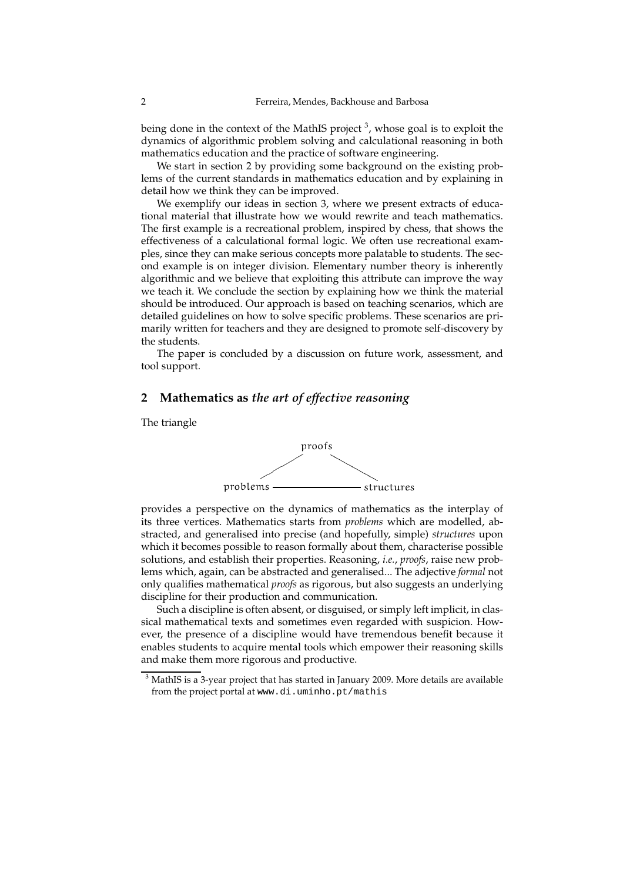being done in the context of the MathIS project [3], whose goal is to exploit the dynamics of algorithmic problem solving and calculational reasoning in both mathematics education and the practice of software engineering.

We start in section 2 by providing some background on the existing problems of the current standards in mathematics education and by explaining in detail how we think they can be improved.

We exemplify our ideas in section 3, where we present extracts of educational material that illustrate how we would rewrite and teach mathematics. The first example is a recreational problem, inspired by chess, that shows the effectiveness of a calculational formal logic. We often use recreational examples, since they can make serious concepts more palatable to students. The second example is on integer division. Elementary number theory is inherently algorithmic and we believe that exploiting this attribute can improve the way we teach it. We conclude the section by explaining how we think the material should be introduced. Our approach is based on teaching scenarios, which are detailed guidelines on how to solve specific problems. These scenarios are primarily written for teachers and they are designed to promote self-discovery by the students.

The paper is concluded by a discussion on future work, assessment, and tool support.

## 2 Mathematics as *the art of effective reasoning*

The triangle

proofs

problems ——— structures

provides a perspective on the dynamics of mathematics as the interplay of its three vertices. Mathematics starts from *problems* which are modelled, abstracted, and generalised into precise (and hopefully, simple) *structures* upon which it becomes possible to reason formally about them, characterise possible solutions, and establish their properties. Reasoning, *i.e.*, *proofs*, raise new problems which, again, can be abstracted and generalised... The adjective *formal* not only qualifies mathematical *proofs* as rigorous, but also suggests an underlying discipline for their production and communication.

Such a discipline is often absent, or disguised, or simply left implicit, in classical mathematical texts and sometimes even regarded with suspicion. However, the presence of a discipline would have tremendous benefit because it enables students to acquire mental tools which empower their reasoning skills and make them more rigorous and productive.

[3] MathIS is a 3-year project that has started in January 2009. More details are available from the project portal at www.di.uminho.pt/mathis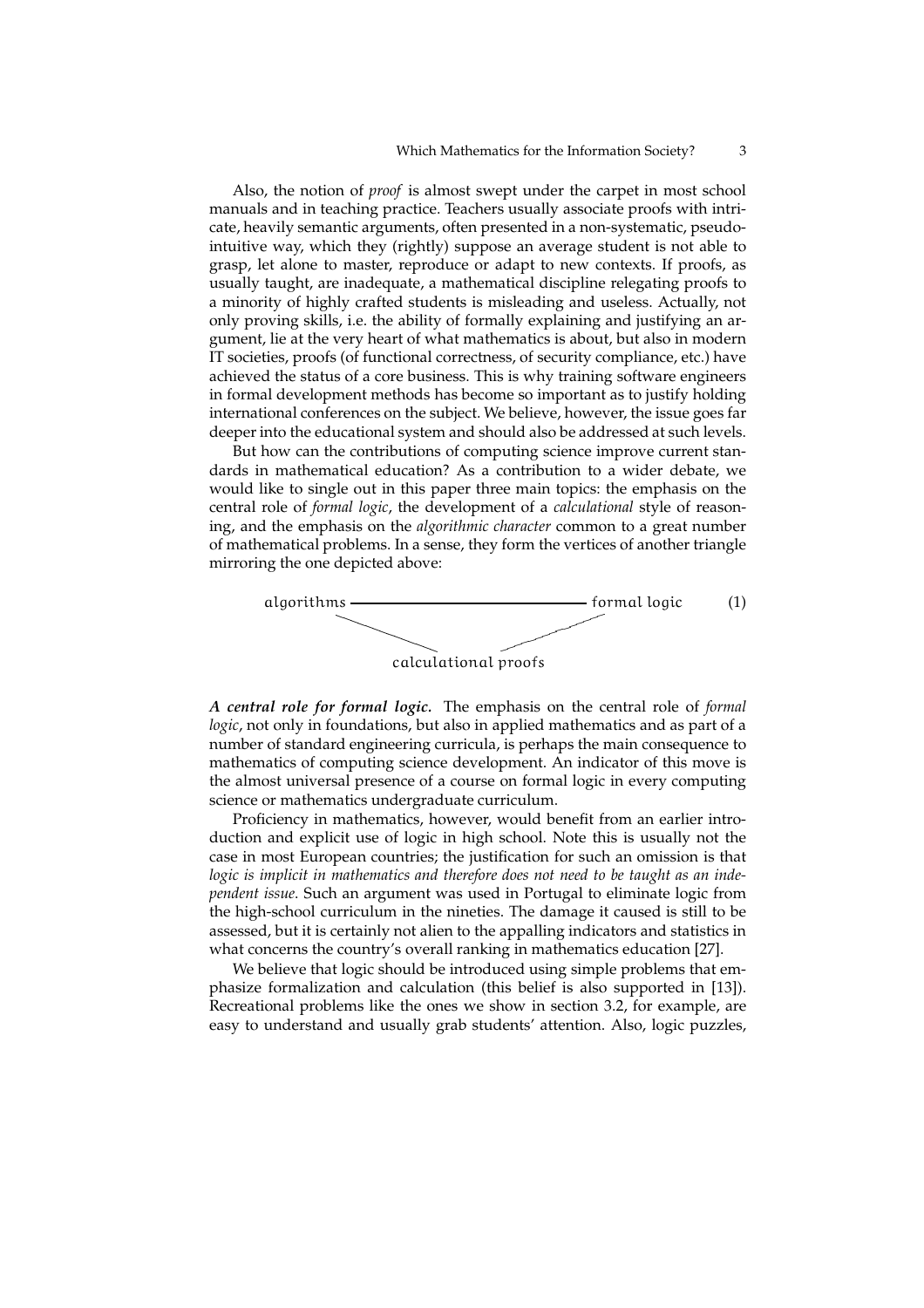Also, the notion of *proof* is almost swept under the carpet in most school manuals and in teaching practice. Teachers usually associate proofs with intricate, heavily semantic arguments, often presented in a non-systematic, pseudo-intuitive way, which they (rightly) suppose an average student is not able to grasp, let alone to master, reproduce or adapt to new contexts. If proofs, as usually taught, are inadequate, a mathematical discipline relegating proofs to a minority of highly crafted students is misleading and useless. Actually, not only proving skills, i.e. the ability of formally explaining and justifying an argument, lie at the very heart of what mathematics is about, but also in modern IT societies, proofs (of functional correctness, of security compliance, etc.) have achieved the status of a core business. This is why training software engineers in formal development methods has become so important as to justify holding international conferences on the subject. We believe, however, the issue goes far deeper into the educational system and should also be addressed at such levels.

But how can the contributions of computing science improve current standards in mathematical education? As a contribution to a wider debate, we would like to single out in this paper three main topics: the emphasis on the central role of *formal logic*, the development of a *calculational* style of reasoning, and the emphasis on the *algorithmic character* common to a great number of mathematical problems. In a sense, they form the vertices of another triangle mirroring the one depicted above:

$$\begin{array}{ccc} \textit{algorithms} & \text{———————} & \textit{formal logic} \\ & \searrow \quad \swarrow & \\ & \textit{calculational proofs} & \end{array} \qquad (1)$$

***A central role for formal logic.*** The emphasis on the central role of *formal logic*, not only in foundations, but also in applied mathematics and as part of a number of standard engineering curricula, is perhaps the main consequence to mathematics of computing science development. An indicator of this move is the almost universal presence of a course on formal logic in every computing science or mathematics undergraduate curriculum.

Proficiency in mathematics, however, would benefit from an earlier introduction and explicit use of logic in high school. Note this is usually not the case in most European countries; the justification for such an omission is that *logic is implicit in mathematics and therefore does not need to be taught as an independent issue*. Such an argument was used in Portugal to eliminate logic from the high-school curriculum in the nineties. The damage it caused is still to be assessed, but it is certainly not alien to the appalling indicators and statistics in what concerns the country's overall ranking in mathematics education [27].

We believe that logic should be introduced using simple problems that emphasize formalization and calculation (this belief is also supported in [13]). Recreational problems like the ones we show in section 3.2, for example, are easy to understand and usually grab students' attention. Also, logic puzzles,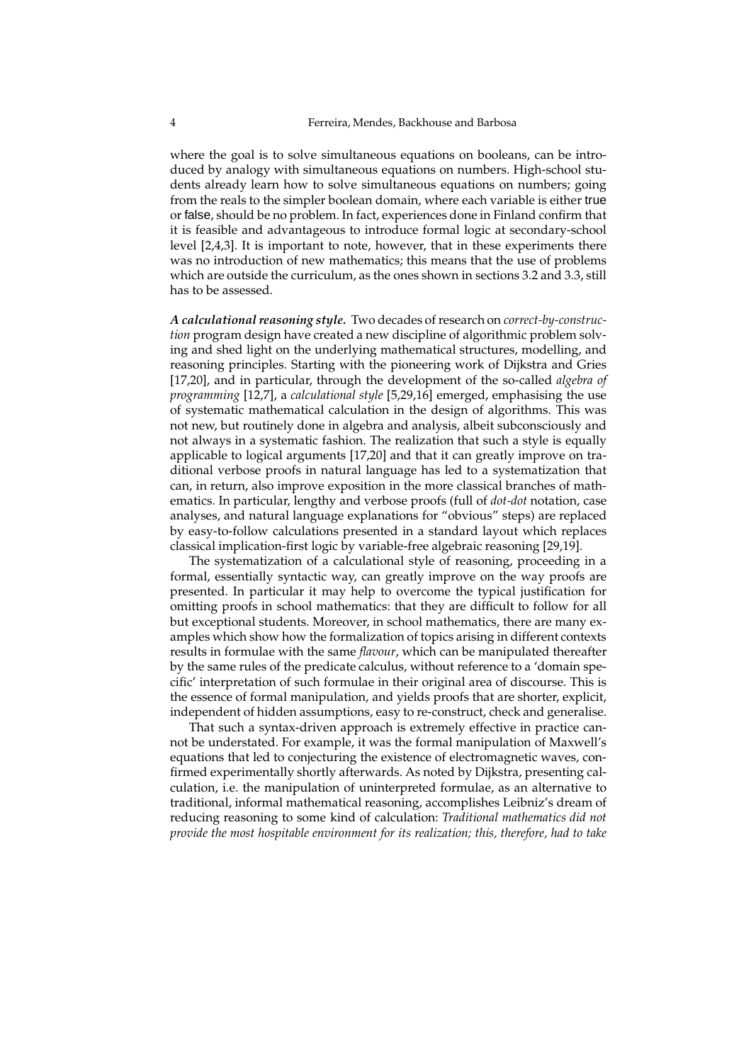where the goal is to solve simultaneous equations on booleans, can be introduced by analogy with simultaneous equations on numbers. High-school students already learn how to solve simultaneous equations on numbers; going from the reals to the simpler boolean domain, where each variable is either true or false, should be no problem. In fact, experiences done in Finland confirm that it is feasible and advantageous to introduce formal logic at secondary-school level [2,4,3]. It is important to note, however, that in these experiments there was no introduction of new mathematics; this means that the use of problems which are outside the curriculum, as the ones shown in sections 3.2 and 3.3, still has to be assessed.

***A calculational reasoning style.*** Two decades of research on *correct-by-construction* program design have created a new discipline of algorithmic problem solving and shed light on the underlying mathematical structures, modelling, and reasoning principles. Starting with the pioneering work of Dijkstra and Gries [17,20], and in particular, through the development of the so-called *algebra of programming* [12,7], a *calculational style* [5,29,16] emerged, emphasising the use of systematic mathematical calculation in the design of algorithms. This was not new, but routinely done in algebra and analysis, albeit subconsciously and not always in a systematic fashion. The realization that such a style is equally applicable to logical arguments [17,20] and that it can greatly improve on traditional verbose proofs in natural language has led to a systematization that can, in return, also improve exposition in the more classical branches of mathematics. In particular, lengthy and verbose proofs (full of *dot-dot* notation, case analyses, and natural language explanations for "obvious" steps) are replaced by easy-to-follow calculations presented in a standard layout which replaces classical implication-first logic by variable-free algebraic reasoning [29,19].

The systematization of a calculational style of reasoning, proceeding in a formal, essentially syntactic way, can greatly improve on the way proofs are presented. In particular it may help to overcome the typical justification for omitting proofs in school mathematics: that they are difficult to follow for all but exceptional students. Moreover, in school mathematics, there are many examples which show how the formalization of topics arising in different contexts results in formulae with the same *flavour*, which can be manipulated thereafter by the same rules of the predicate calculus, without reference to a 'domain specific' interpretation of such formulae in their original area of discourse. This is the essence of formal manipulation, and yields proofs that are shorter, explicit, independent of hidden assumptions, easy to re-construct, check and generalise.

That such a syntax-driven approach is extremely effective in practice cannot be understated. For example, it was the formal manipulation of Maxwell's equations that led to conjecturing the existence of electromagnetic waves, confirmed experimentally shortly afterwards. As noted by Dijkstra, presenting calculation, i.e. the manipulation of uninterpreted formulae, as an alternative to traditional, informal mathematical reasoning, accomplishes Leibniz's dream of reducing reasoning to some kind of calculation: *Traditional mathematics did not provide the most hospitable environment for its realization; this, therefore, had to take*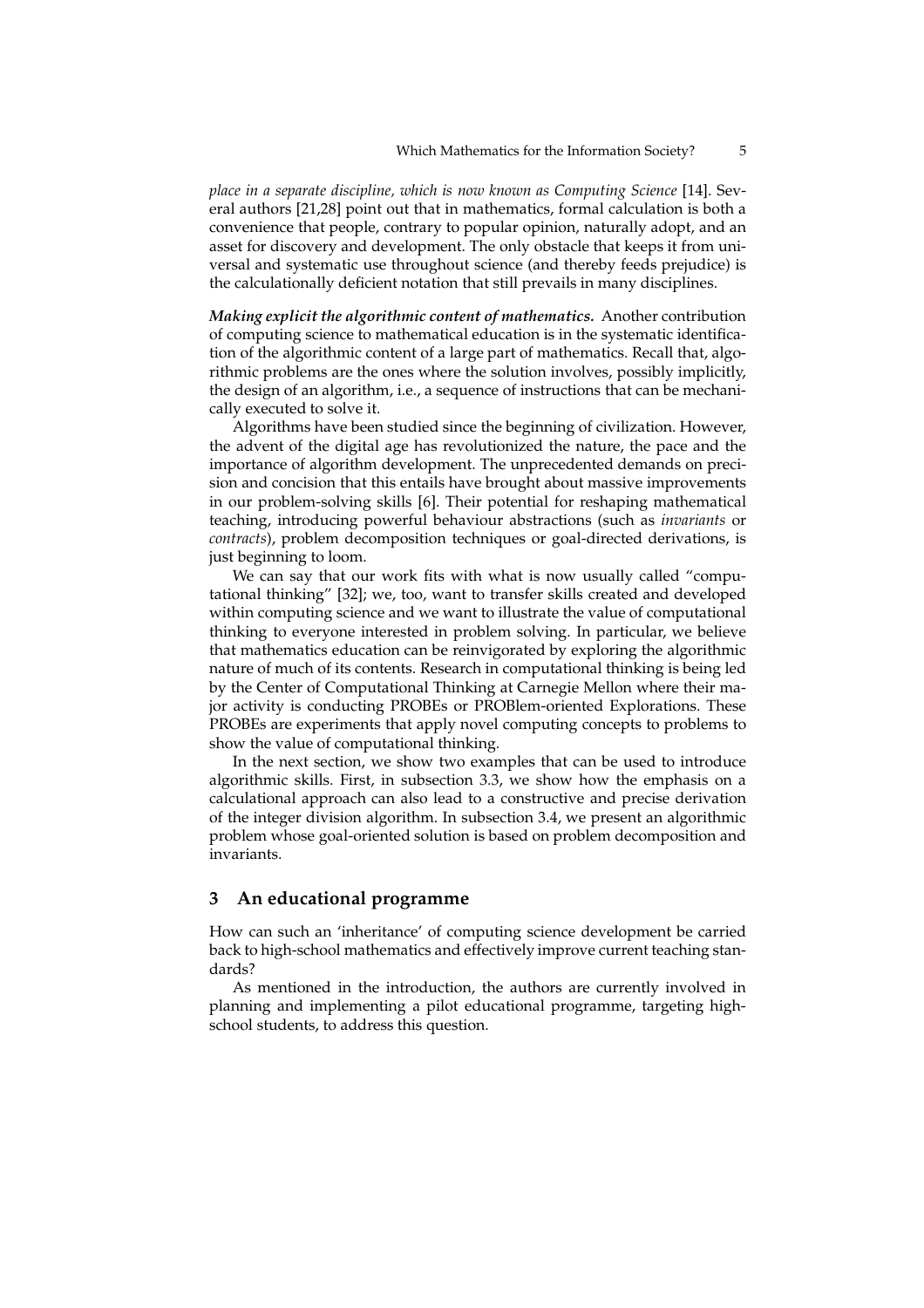*place in a separate discipline, which is now known as Computing Science* [14]. Several authors [21,28] point out that in mathematics, formal calculation is both a convenience that people, contrary to popular opinion, naturally adopt, and an asset for discovery and development. The only obstacle that keeps it from universal and systematic use throughout science (and thereby feeds prejudice) is the calculationally deficient notation that still prevails in many disciplines.

***Making explicit the algorithmic content of mathematics.*** Another contribution of computing science to mathematical education is in the systematic identification of the algorithmic content of a large part of mathematics. Recall that, algorithmic problems are the ones where the solution involves, possibly implicitly, the design of an algorithm, i.e., a sequence of instructions that can be mechanically executed to solve it.

Algorithms have been studied since the beginning of civilization. However, the advent of the digital age has revolutionized the nature, the pace and the importance of algorithm development. The unprecedented demands on precision and concision that this entails have brought about massive improvements in our problem-solving skills [6]. Their potential for reshaping mathematical teaching, introducing powerful behaviour abstractions (such as *invariants* or *contracts*), problem decomposition techniques or goal-directed derivations, is just beginning to loom.

We can say that our work fits with what is now usually called "computational thinking" [32]; we, too, want to transfer skills created and developed within computing science and we want to illustrate the value of computational thinking to everyone interested in problem solving. In particular, we believe that mathematics education can be reinvigorated by exploring the algorithmic nature of much of its contents. Research in computational thinking is being led by the Center of Computational Thinking at Carnegie Mellon where their major activity is conducting PROBEs or PROBlem-oriented Explorations. These PROBEs are experiments that apply novel computing concepts to problems to show the value of computational thinking.

In the next section, we show two examples that can be used to introduce algorithmic skills. First, in subsection 3.3, we show how the emphasis on a calculational approach can also lead to a constructive and precise derivation of the integer division algorithm. In subsection 3.4, we present an algorithmic problem whose goal-oriented solution is based on problem decomposition and invariants.

## 3 An educational programme

How can such an 'inheritance' of computing science development be carried back to high-school mathematics and effectively improve current teaching standards?

As mentioned in the introduction, the authors are currently involved in planning and implementing a pilot educational programme, targeting high-school students, to address this question.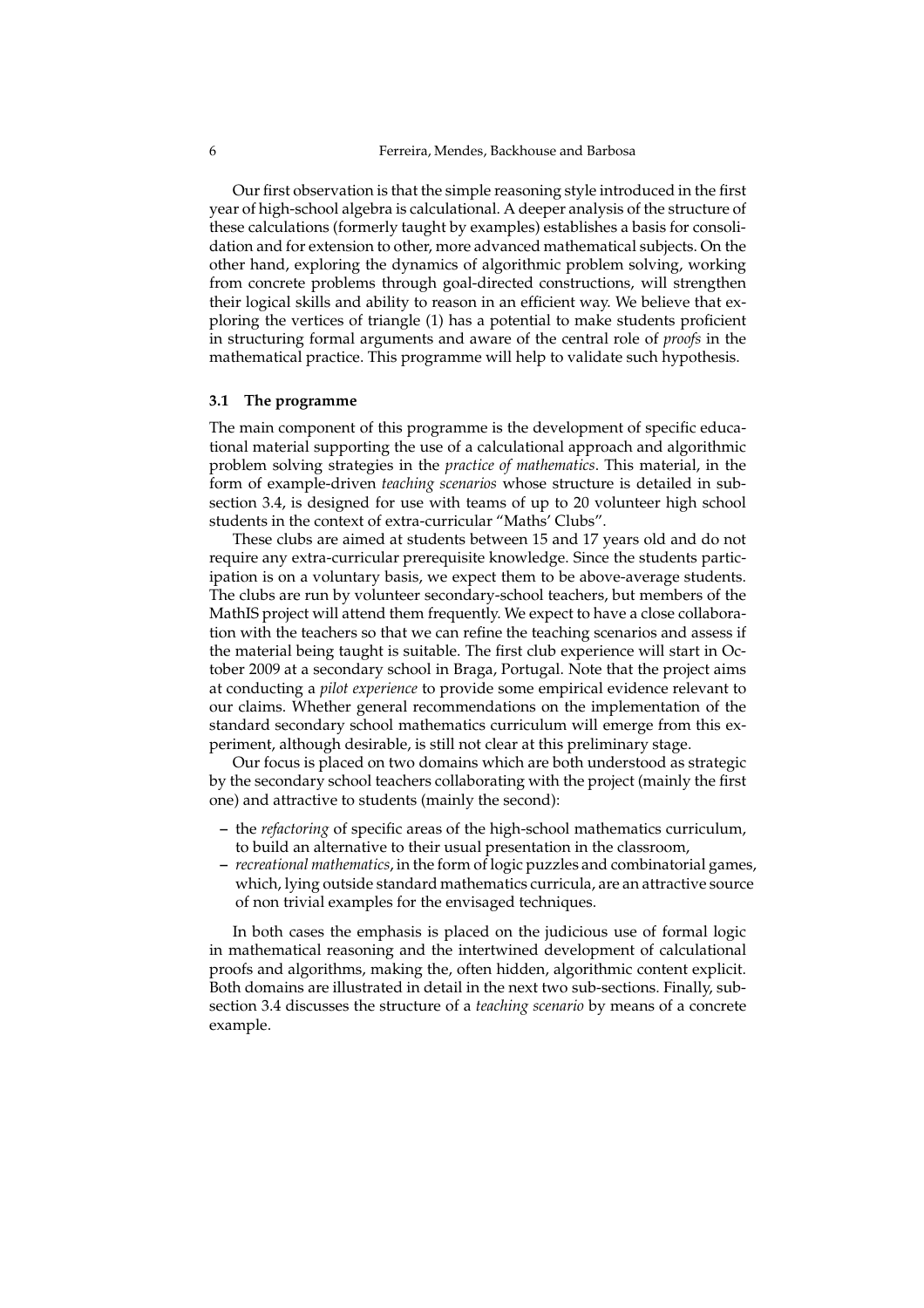Our first observation is that the simple reasoning style introduced in the first year of high-school algebra is calculational. A deeper analysis of the structure of these calculations (formerly taught by examples) establishes a basis for consolidation and for extension to other, more advanced mathematical subjects. On the other hand, exploring the dynamics of algorithmic problem solving, working from concrete problems through goal-directed constructions, will strengthen their logical skills and ability to reason in an efficient way. We believe that exploring the vertices of triangle (1) has a potential to make students proficient in structuring formal arguments and aware of the central role of *proofs* in the mathematical practice. This programme will help to validate such hypothesis.

### 3.1 The programme

The main component of this programme is the development of specific educational material supporting the use of a calculational approach and algorithmic problem solving strategies in the *practice of mathematics*. This material, in the form of example-driven *teaching scenarios* whose structure is detailed in subsection 3.4, is designed for use with teams of up to 20 volunteer high school students in the context of extra-curricular "Maths' Clubs".

These clubs are aimed at students between 15 and 17 years old and do not require any extra-curricular prerequisite knowledge. Since the students participation is on a voluntary basis, we expect them to be above-average students. The clubs are run by volunteer secondary-school teachers, but members of the MathIS project will attend them frequently. We expect to have a close collaboration with the teachers so that we can refine the teaching scenarios and assess if the material being taught is suitable. The first club experience will start in October 2009 at a secondary school in Braga, Portugal. Note that the project aims at conducting a *pilot experience* to provide some empirical evidence relevant to our claims. Whether general recommendations on the implementation of the standard secondary school mathematics curriculum will emerge from this experiment, although desirable, is still not clear at this preliminary stage.

Our focus is placed on two domains which are both understood as strategic by the secondary school teachers collaborating with the project (mainly the first one) and attractive to students (mainly the second):

- the *refactoring* of specific areas of the high-school mathematics curriculum, to build an alternative to their usual presentation in the classroom,
- *recreational mathematics*, in the form of logic puzzles and combinatorial games, which, lying outside standard mathematics curricula, are an attractive source of non trivial examples for the envisaged techniques.

In both cases the emphasis is placed on the judicious use of formal logic in mathematical reasoning and the intertwined development of calculational proofs and algorithms, making the, often hidden, algorithmic content explicit. Both domains are illustrated in detail in the next two sub-sections. Finally, subsection 3.4 discusses the structure of a *teaching scenario* by means of a concrete example.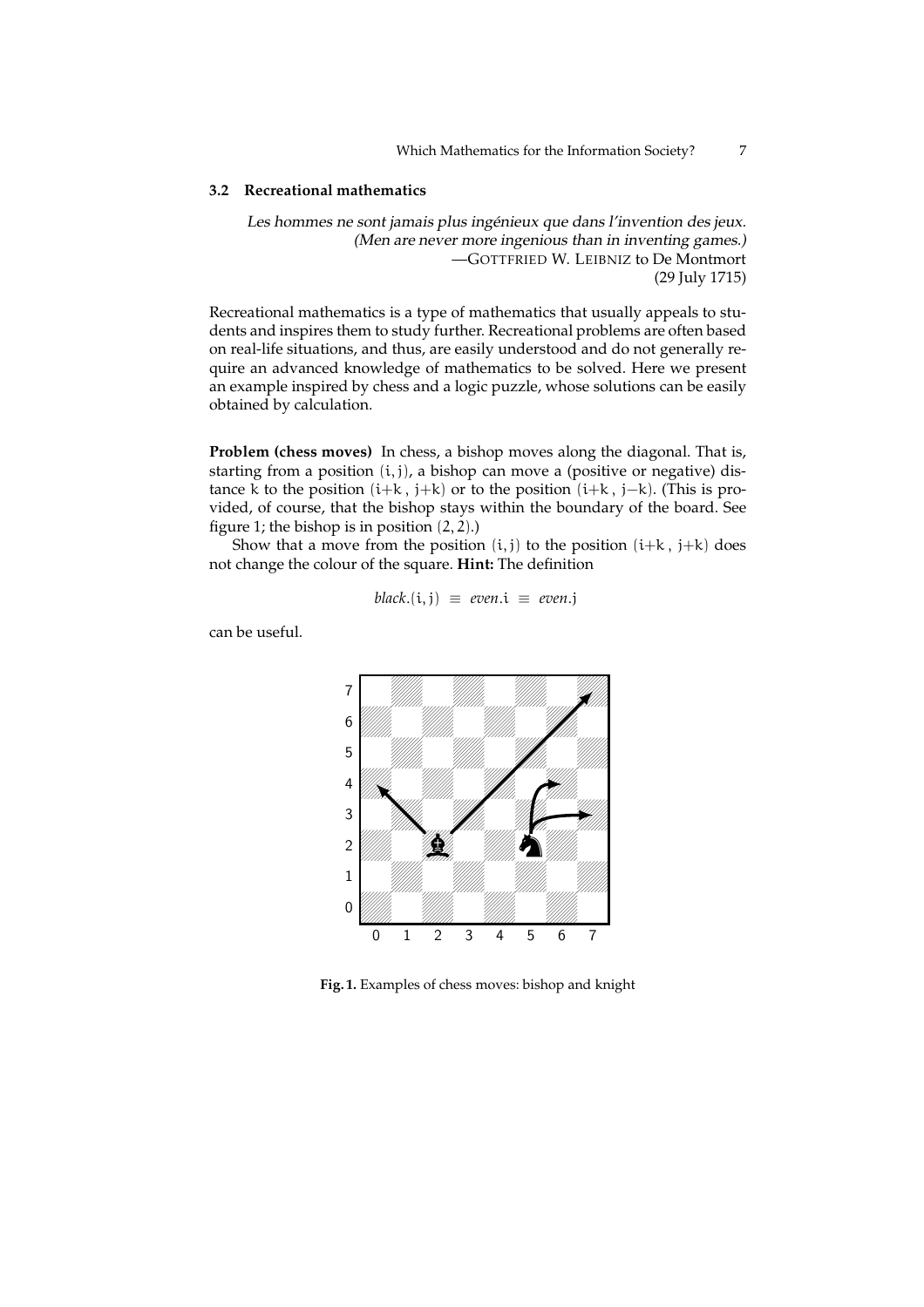### 3.2 Recreational mathematics

*Les hommes ne sont jamais plus ingénieux que dans l'invention des jeux.*
*(Men are never more ingenious than in inventing games.)*
—GOTTFRIED W. LEIBNIZ to De Montmort
(29 July 1715)

Recreational mathematics is a type of mathematics that usually appeals to students and inspires them to study further. Recreational problems are often based on real-life situations, and thus, are easily understood and do not generally require an advanced knowledge of mathematics to be solved. Here we present an example inspired by chess and a logic puzzle, whose solutions can be easily obtained by calculation.

**Problem (chess moves)** In chess, a bishop moves along the diagonal. That is, starting from a position $(i, j)$, a bishop can move a (positive or negative) distance $k$ to the position $(i+k\ ,\ j+k)$ or to the position $(i+k\ ,\ j-k)$. (This is provided, of course, that the bishop stays within the boundary of the board. See figure 1; the bishop is in position $(2, 2)$.)

Show that a move from the position $(i, j)$ to the position $(i+k\ ,\ j+k)$ does not change the colour of the square. **Hint:** The definition

$$black.(i, j) \;\equiv\; even.i \;\equiv\; even.j$$

can be useful.

**Fig. 1.** Examples of chess moves: bishop and knight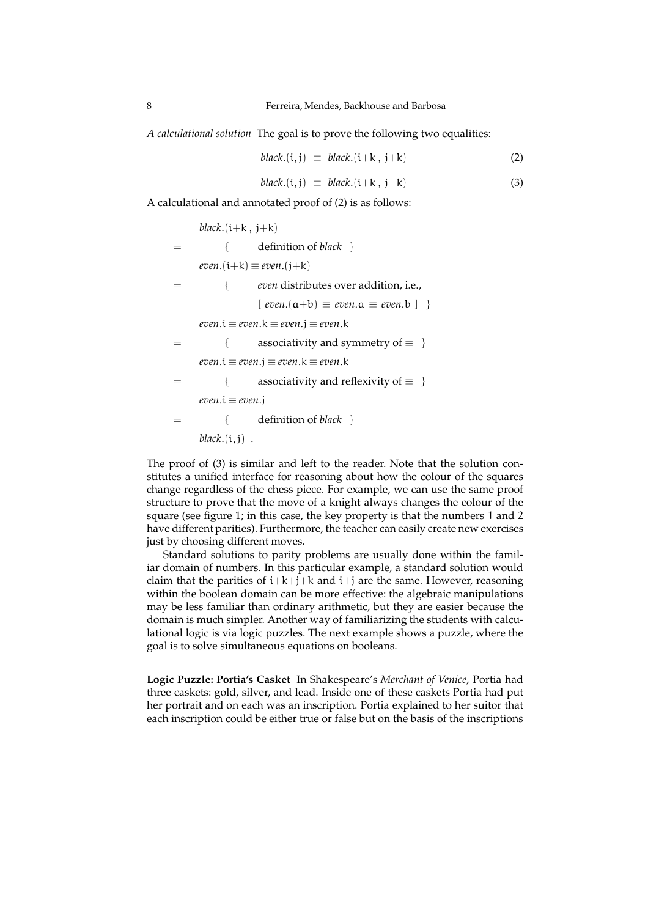*A calculational solution* The goal is to prove the following two equalities:

$$black.(i,j) \;\equiv\; black.(i{+}k\,,\,j{+}k) \tag{2}$$

$$black.(i,j) \;\equiv\; black.(i{+}k\,,\,j{-}k) \tag{3}$$

A calculational and annotated proof of (2) is as follows:

$$
\begin{array}{ll}
 & black.(i{+}k\,,\,j{+}k) \\
= & \quad \{ \quad \text{definition of } black \quad \} \\
 & even.(i{+}k) \equiv even.(j{+}k) \\
= & \quad \{ \quad even \text{ distributes over addition, i.e.,} \\
 & \quad\quad\quad [\; even.(a{+}b) \;\equiv\; even.a \;\equiv\; even.b \;] \quad \} \\
 & even.i \equiv even.k \equiv even.j \equiv even.k \\
= & \quad \{ \quad \text{associativity and symmetry of } \equiv \quad \} \\
 & even.i \equiv even.j \equiv even.k \equiv even.k \\
= & \quad \{ \quad \text{associativity and reflexivity of } \equiv \quad \} \\
 & even.i \equiv even.j \\
= & \quad \{ \quad \text{definition of } black \quad \} \\
 & black.(i,j) \;\; .
\end{array}
$$

The proof of (3) is similar and left to the reader. Note that the solution constitutes a unified interface for reasoning about how the colour of the squares change regardless of the chess piece. For example, we can use the same proof structure to prove that the move of a knight always changes the colour of the square (see figure 1; in this case, the key property is that the numbers 1 and 2 have different parities). Furthermore, the teacher can easily create new exercises just by choosing different moves.

Standard solutions to parity problems are usually done within the familiar domain of numbers. In this particular example, a standard solution would claim that the parities of $i{+}k{+}j{+}k$ and $i{+}j$ are the same. However, reasoning within the boolean domain can be more effective: the algebraic manipulations may be less familiar than ordinary arithmetic, but they are easier because the domain is much simpler. Another way of familiarizing the students with calculational logic is via logic puzzles. The next example shows a puzzle, where the goal is to solve simultaneous equations on booleans.

**Logic Puzzle: Portia's Casket** In Shakespeare's *Merchant of Venice*, Portia had three caskets: gold, silver, and lead. Inside one of these caskets Portia had put her portrait and on each was an inscription. Portia explained to her suitor that each inscription could be either true or false but on the basis of the inscriptions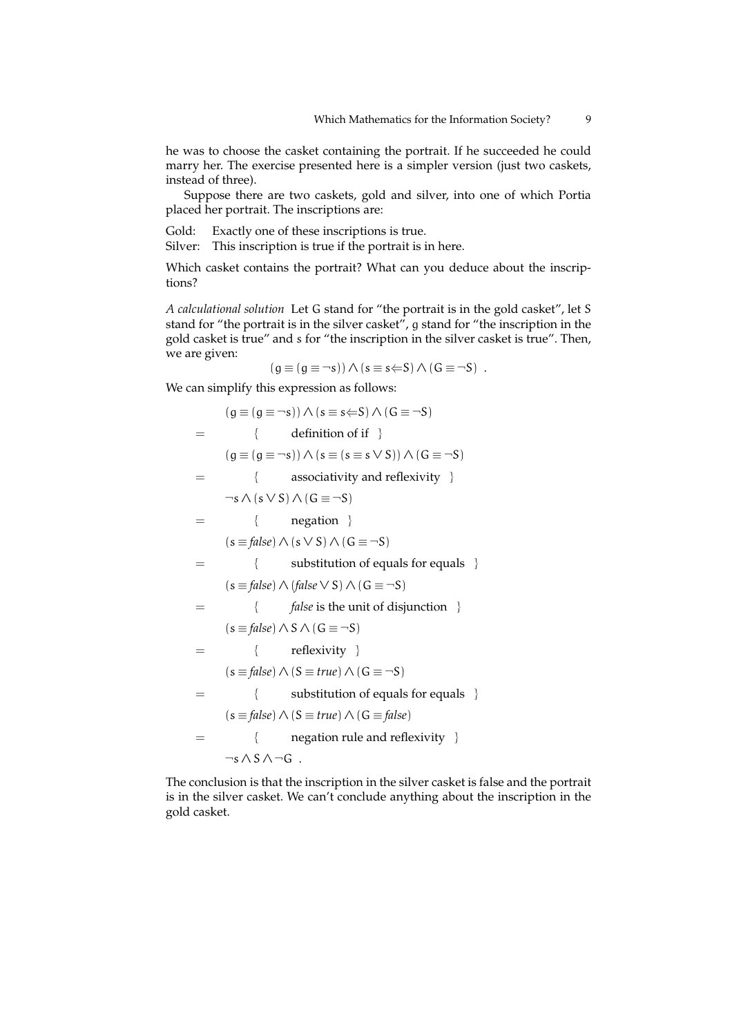he was to choose the casket containing the portrait. If he succeeded he could marry her. The exercise presented here is a simpler version (just two caskets, instead of three).

Suppose there are two caskets, gold and silver, into one of which Portia placed her portrait. The inscriptions are:

Gold: Exactly one of these inscriptions is true.
Silver: This inscription is true if the portrait is in here.

Which casket contains the portrait? What can you deduce about the inscriptions?

*A calculational solution* Let G stand for "the portrait is in the gold casket", let S stand for "the portrait is in the silver casket", g stand for "the inscription in the gold casket is true" and s for "the inscription in the silver casket is true". Then, we are given:

$$(g \equiv (g \equiv \neg s)) \wedge (s \equiv s \Leftarrow S) \wedge (G \equiv \neg S) \ .$$

We can simplify this expression as follows:

$$
\begin{array}{cl}
 & (g \equiv (g \equiv \neg s)) \wedge (s \equiv s \Leftarrow S) \wedge (G \equiv \neg S) \\
= & \qquad \{ \quad \text{definition of if} \quad \} \\
 & (g \equiv (g \equiv \neg s)) \wedge (s \equiv (s \equiv s \vee S)) \wedge (G \equiv \neg S) \\
= & \qquad \{ \quad \text{associativity and reflexivity} \quad \} \\
 & \neg s \wedge (s \vee S) \wedge (G \equiv \neg S) \\
= & \qquad \{ \quad \text{negation} \quad \} \\
 & (s \equiv \mathit{false}) \wedge (s \vee S) \wedge (G \equiv \neg S) \\
= & \qquad \{ \quad \text{substitution of equals for equals} \quad \} \\
 & (s \equiv \mathit{false}) \wedge (\mathit{false} \vee S) \wedge (G \equiv \neg S) \\
= & \qquad \{ \quad \mathit{false} \text{ is the unit of disjunction} \quad \} \\
 & (s \equiv \mathit{false}) \wedge S \wedge (G \equiv \neg S) \\
= & \qquad \{ \quad \text{reflexivity} \quad \} \\
 & (s \equiv \mathit{false}) \wedge (S \equiv \mathit{true}) \wedge (G \equiv \neg S) \\
= & \qquad \{ \quad \text{substitution of equals for equals} \quad \} \\
 & (s \equiv \mathit{false}) \wedge (S \equiv \mathit{true}) \wedge (G \equiv \mathit{false}) \\
= & \qquad \{ \quad \text{negation rule and reflexivity} \quad \} \\
 & \neg s \wedge S \wedge \neg G \ .
\end{array}
$$

The conclusion is that the inscription in the silver casket is false and the portrait is in the silver casket. We can't conclude anything about the inscription in the gold casket.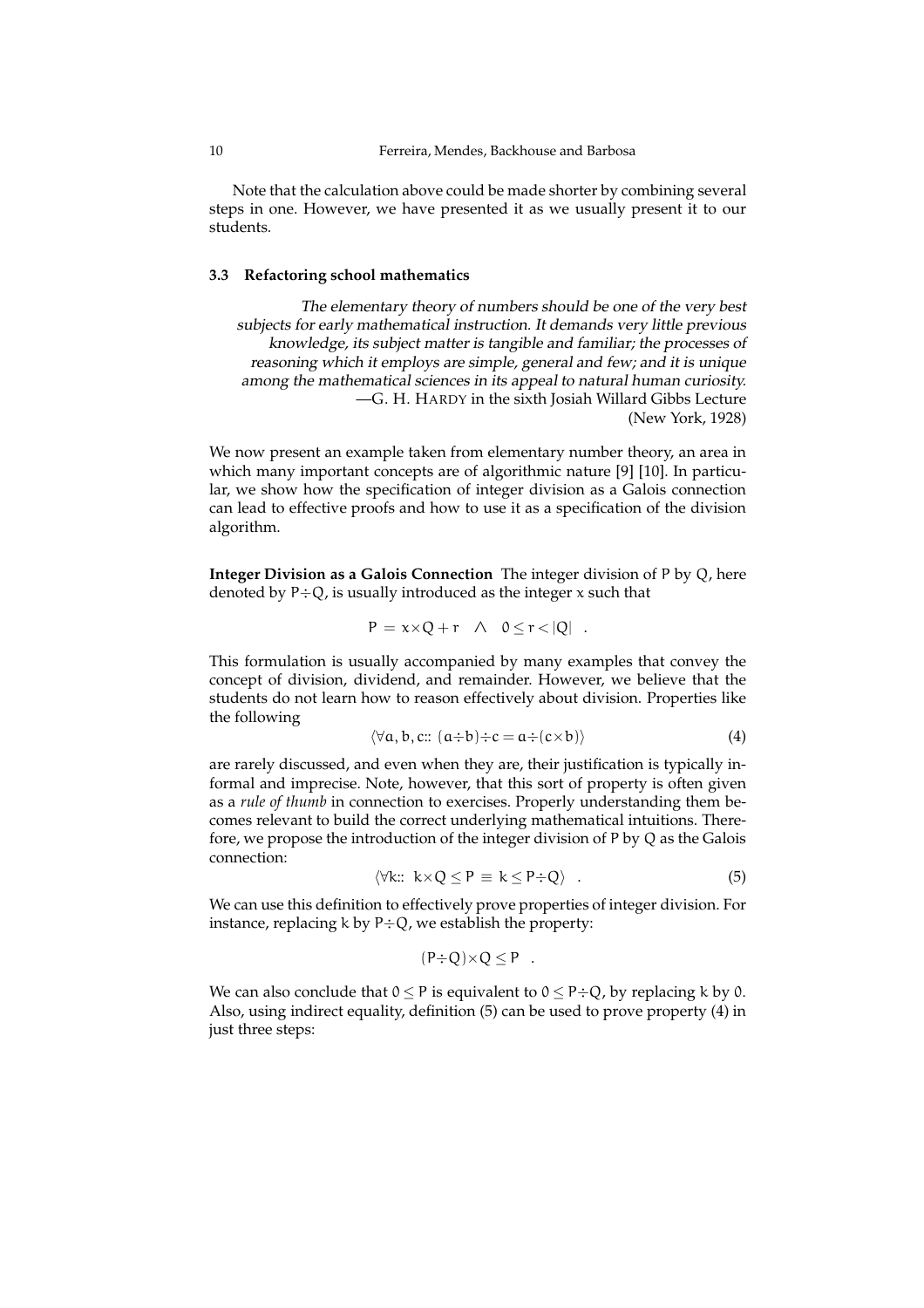Note that the calculation above could be made shorter by combining several steps in one. However, we have presented it as we usually present it to our students.

### 3.3 Refactoring school mathematics

> *The elementary theory of numbers should be one of the very best subjects for early mathematical instruction. It demands very little previous knowledge, its subject matter is tangible and familiar; the processes of reasoning which it employs are simple, general and few; and it is unique among the mathematical sciences in its appeal to natural human curiosity.*
> —G. H. HARDY in the sixth Josiah Willard Gibbs Lecture (New York, 1928)

We now present an example taken from elementary number theory, an area in which many important concepts are of algorithmic nature [9] [10]. In particular, we show how the specification of integer division as a Galois connection can lead to effective proofs and how to use it as a specification of the division algorithm.

**Integer Division as a Galois Connection** The integer division of $P$ by $Q$, here denoted by $P \div Q$, is usually introduced as the integer $x$ such that

$$P = x \times Q + r \quad \wedge \quad 0 \leq r < |Q| \quad .$$

This formulation is usually accompanied by many examples that convey the concept of division, dividend, and remainder. However, we believe that the students do not learn how to reason effectively about division. Properties like the following

$$\langle \forall a, b, c :: (a \div b) \div c = a \div (c \times b) \rangle \tag{4}$$

are rarely discussed, and even when they are, their justification is typically informal and imprecise. Note, however, that this sort of property is often given as a *rule of thumb* in connection to exercises. Properly understanding them becomes relevant to build the correct underlying mathematical intuitions. Therefore, we propose the introduction of the integer division of $P$ by $Q$ as the Galois connection:

$$\langle \forall k :: \; k \times Q \leq P \equiv k \leq P \div Q \rangle \quad . \tag{5}$$

We can use this definition to effectively prove properties of integer division. For instance, replacing $k$ by $P \div Q$, we establish the property:

$$(P \div Q) \times Q \leq P \quad .$$

We can also conclude that $0 \leq P$ is equivalent to $0 \leq P \div Q$, by replacing $k$ by $0$. Also, using indirect equality, definition (5) can be used to prove property (4) in just three steps: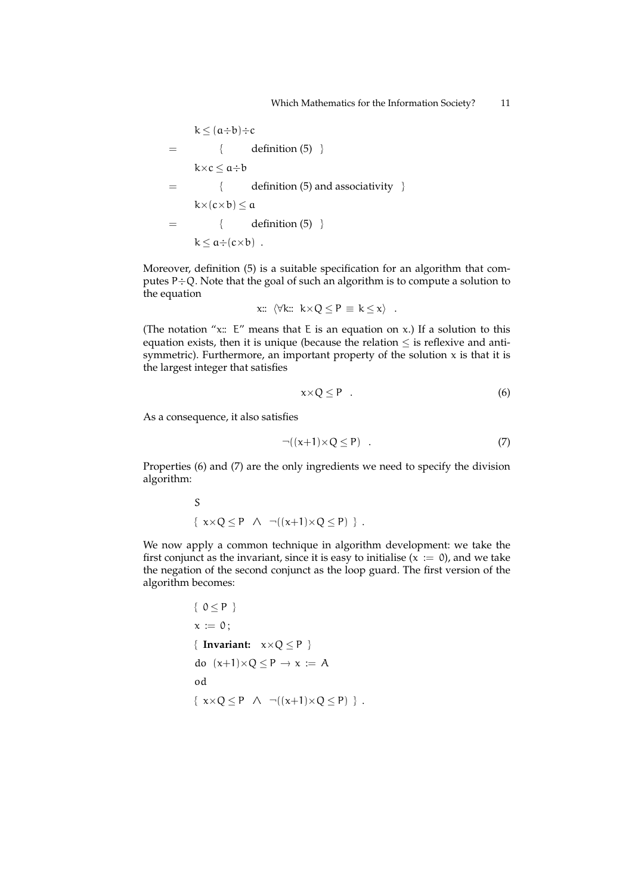$$
\begin{array}{ll}
 & k \leq (a \div b) \div c \\
= & \quad \{ \quad \text{definition (5)} \quad \} \\
 & k \times c \leq a \div b \\
= & \quad \{ \quad \text{definition (5) and associativity} \quad \} \\
 & k \times (c \times b) \leq a \\
= & \quad \{ \quad \text{definition (5)} \quad \} \\
 & k \leq a \div (c \times b) \ .
\end{array}
$$

Moreover, definition (5) is a suitable specification for an algorithm that computes $P \div Q$. Note that the goal of such an algorithm is to compute a solution to the equation

$$
x:: \ \langle \forall k:: \ k \times Q \leq P \ \equiv \ k \leq x \rangle \quad .
$$

(The notation "$x::\ E$" means that $E$ is an equation on $x$.) If a solution to this equation exists, then it is unique (because the relation $\leq$ is reflexive and anti-symmetric). Furthermore, an important property of the solution $x$ is that it is the largest integer that satisfies

$$
x \times Q \leq P \quad . \tag{6}
$$

As a consequence, it also satisfies

$$
\neg((x+1) \times Q \leq P) \quad . \tag{7}
$$

Properties (6) and (7) are the only ingredients we need to specify the division algorithm:

$$
\begin{array}{l}
S \\
\{ \ x \times Q \leq P \ \ \wedge \ \ \neg((x+1) \times Q \leq P) \ \} \ .
\end{array}
$$

We now apply a common technique in algorithm development: we take the first conjunct as the invariant, since it is easy to initialise ($x := 0$), and we take the negation of the second conjunct as the loop guard. The first version of the algorithm becomes:

$$
\begin{array}{l}
\{ \ 0 \leq P \ \} \\
x := 0 \, ; \\
\{ \ \textbf{Invariant:} \quad x \times Q \leq P \ \} \\
\text{do} \ \ (x+1) \times Q \leq P \ \rightarrow \ x := A \\
\text{od} \\
\{ \ x \times Q \leq P \ \ \wedge \ \ \neg((x+1) \times Q \leq P) \ \} \ .
\end{array}
$$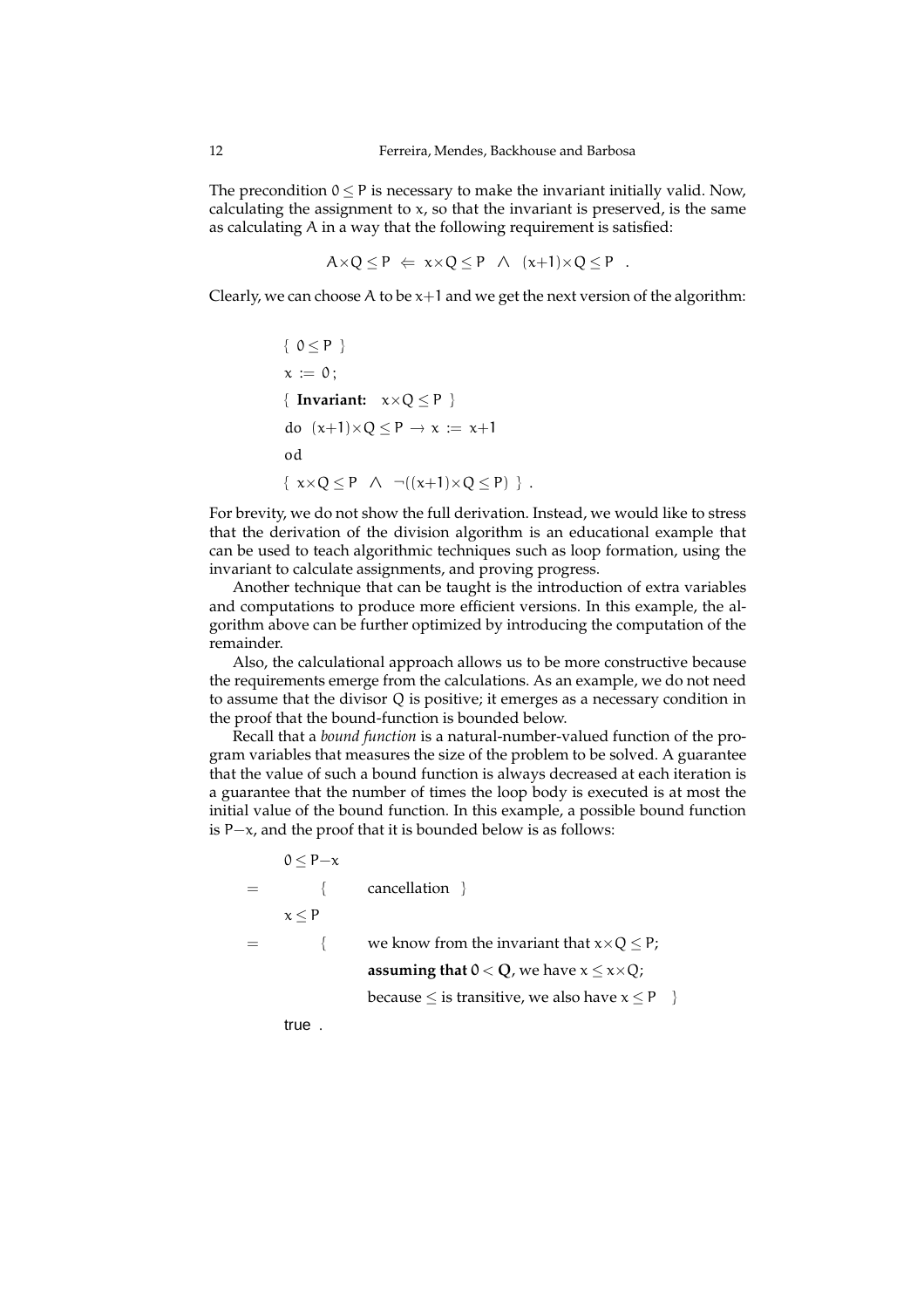The precondition $0 \leq P$ is necessary to make the invariant initially valid. Now, calculating the assignment to $x$, so that the invariant is preserved, is the same as calculating $A$ in a way that the following requirement is satisfied:

$$A \times Q \leq P \;\Leftarrow\; x \times Q \leq P \;\;\wedge\;\; (x+1) \times Q \leq P \quad .$$

Clearly, we can choose $A$ to be $x+1$ and we get the next version of the algorithm:

$$
\begin{array}{l}
\{\ 0 \leq P\ \} \\
x := 0\,; \\
\{\ \textbf{Invariant:}\quad x \times Q \leq P\ \} \\
\mathsf{do}\ \ (x+1) \times Q \leq P \rightarrow x := x+1 \\
\mathsf{od} \\
\{\ x \times Q \leq P \;\;\wedge\;\; \neg((x+1) \times Q \leq P)\ \}\ .
\end{array}
$$

For brevity, we do not show the full derivation. Instead, we would like to stress that the derivation of the division algorithm is an educational example that can be used to teach algorithmic techniques such as loop formation, using the invariant to calculate assignments, and proving progress.

Another technique that can be taught is the introduction of extra variables and computations to produce more efficient versions. In this example, the algorithm above can be further optimized by introducing the computation of the remainder.

Also, the calculational approach allows us to be more constructive because the requirements emerge from the calculations. As an example, we do not need to assume that the divisor $Q$ is positive; it emerges as a necessary condition in the proof that the bound-function is bounded below.

Recall that a *bound function* is a natural-number-valued function of the program variables that measures the size of the problem to be solved. A guarantee that the value of such a bound function is always decreased at each iteration is a guarantee that the number of times the loop body is executed is at most the initial value of the bound function. In this example, a possible bound function is $P-x$, and the proof that it is bounded below is as follows:

$$
\begin{array}{cl}
 & 0 \leq P-x \\
= & \quad \{\quad \text{cancellation}\ \ \} \\
 & x \leq P \\
= & \quad \{\quad \text{we know from the invariant that } x \times Q \leq P; \\
 & \qquad\quad \textbf{assuming that } \mathbf{0 < Q}\text{, we have } x \leq x \times Q; \\
 & \qquad\quad \text{because} \leq \text{is transitive, we also have } x \leq P \quad \} \\
 & \mathsf{true}\ .
\end{array}
$$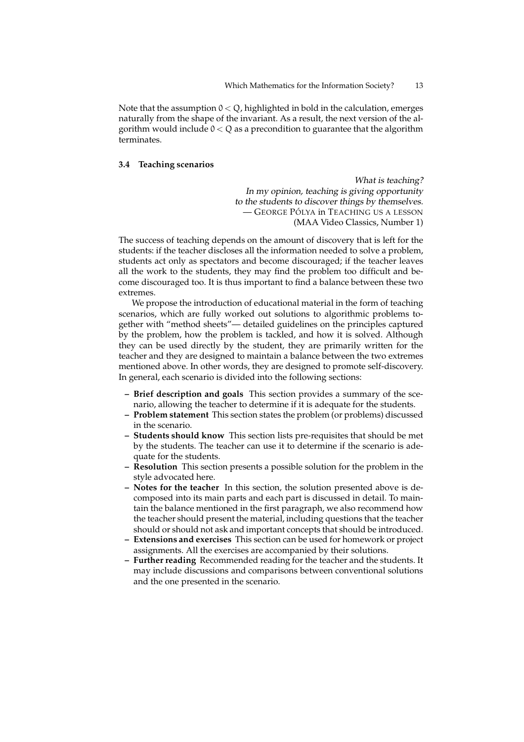Note that the assumption $0 < Q$, highlighted in bold in the calculation, emerges naturally from the shape of the invariant. As a result, the next version of the algorithm would include $0 < Q$ as a precondition to guarantee that the algorithm terminates.

### 3.4 Teaching scenarios

> *What is teaching?*
> *In my opinion, teaching is giving opportunity*
> *to the students to discover things by themselves.*
> — GEORGE PÓLYA in TEACHING US A LESSON
> (MAA Video Classics, Number 1)

The success of teaching depends on the amount of discovery that is left for the students: if the teacher discloses all the information needed to solve a problem, students act only as spectators and become discouraged; if the teacher leaves all the work to the students, they may find the problem too difficult and become discouraged too. It is thus important to find a balance between these two extremes.

We propose the introduction of educational material in the form of teaching scenarios, which are fully worked out solutions to algorithmic problems together with "method sheets"— detailed guidelines on the principles captured by the problem, how the problem is tackled, and how it is solved. Although they can be used directly by the student, they are primarily written for the teacher and they are designed to maintain a balance between the two extremes mentioned above. In other words, they are designed to promote self-discovery. In general, each scenario is divided into the following sections:

- **Brief description and goals** This section provides a summary of the scenario, allowing the teacher to determine if it is adequate for the students.
- **Problem statement** This section states the problem (or problems) discussed in the scenario.
- **Students should know** This section lists pre-requisites that should be met by the students. The teacher can use it to determine if the scenario is adequate for the students.
- **Resolution** This section presents a possible solution for the problem in the style advocated here.
- **Notes for the teacher** In this section, the solution presented above is decomposed into its main parts and each part is discussed in detail. To maintain the balance mentioned in the first paragraph, we also recommend how the teacher should present the material, including questions that the teacher should or should not ask and important concepts that should be introduced.
- **Extensions and exercises** This section can be used for homework or project assignments. All the exercises are accompanied by their solutions.
- **Further reading** Recommended reading for the teacher and the students. It may include discussions and comparisons between conventional solutions and the one presented in the scenario.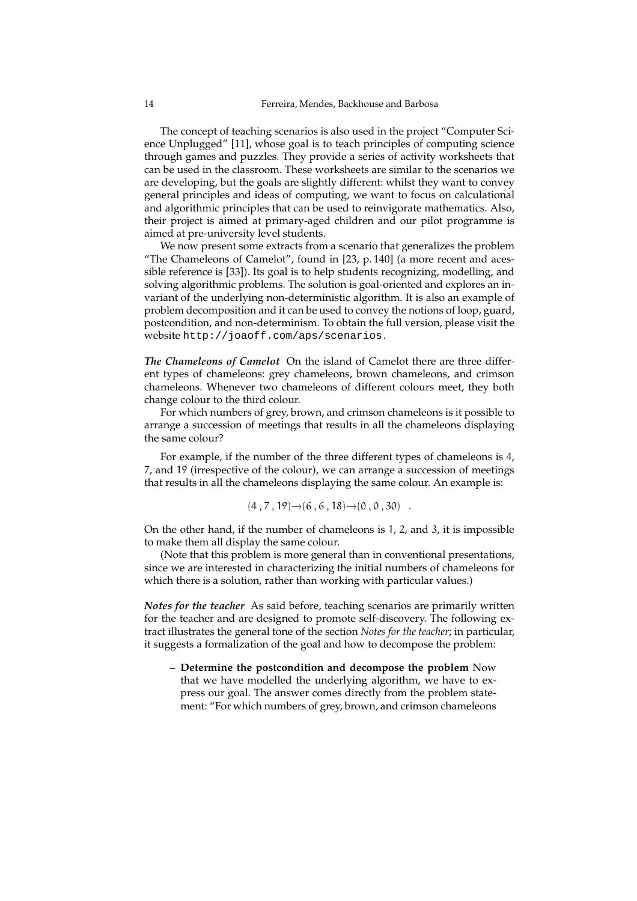The concept of teaching scenarios is also used in the project "Computer Science Unplugged" [11], whose goal is to teach principles of computing science through games and puzzles. They provide a series of activity worksheets that can be used in the classroom. These worksheets are similar to the scenarios we are developing, but the goals are slightly different: whilst they want to convey general principles and ideas of computing, we want to focus on calculational and algorithmic principles that can be used to reinvigorate mathematics. Also, their project is aimed at primary-aged children and our pilot programme is aimed at pre-university level students.

We now present some extracts from a scenario that generalizes the problem "The Chameleons of Camelot", found in [23, p. 140] (a more recent and acessible reference is [33]). Its goal is to help students recognizing, modelling, and solving algorithmic problems. The solution is goal-oriented and explores an invariant of the underlying non-deterministic algorithm. It is also an example of problem decomposition and it can be used to convey the notions of loop, guard, postcondition, and non-determinism. To obtain the full version, please visit the website `http://joaoff.com/aps/scenarios`.

***The Chameleons of Camelot*** On the island of Camelot there are three different types of chameleons: grey chameleons, brown chameleons, and crimson chameleons. Whenever two chameleons of different colours meet, they both change colour to the third colour.

For which numbers of grey, brown, and crimson chameleons is it possible to arrange a succession of meetings that results in all the chameleons displaying the same colour?

For example, if the number of the three different types of chameleons is 4, 7, and 19 (irrespective of the colour), we can arrange a succession of meetings that results in all the chameleons displaying the same colour. An example is:

$$(4\,,7\,,19)\rightarrow(6\,,6\,,18)\rightarrow(0\,,0\,,30)\quad.$$

On the other hand, if the number of chameleons is 1, 2, and 3, it is impossible to make them all display the same colour.

(Note that this problem is more general than in conventional presentations, since we are interested in characterizing the initial numbers of chameleons for which there is a solution, rather than working with particular values.)

***Notes for the teacher*** As said before, teaching scenarios are primarily written for the teacher and are designed to promote self-discovery. The following extract illustrates the general tone of the section *Notes for the teacher*; in particular, it suggests a formalization of the goal and how to decompose the problem:

– **Determine the postcondition and decompose the problem** Now that we have modelled the underlying algorithm, we have to express our goal. The answer comes directly from the problem statement: "For which numbers of grey, brown, and crimson chameleons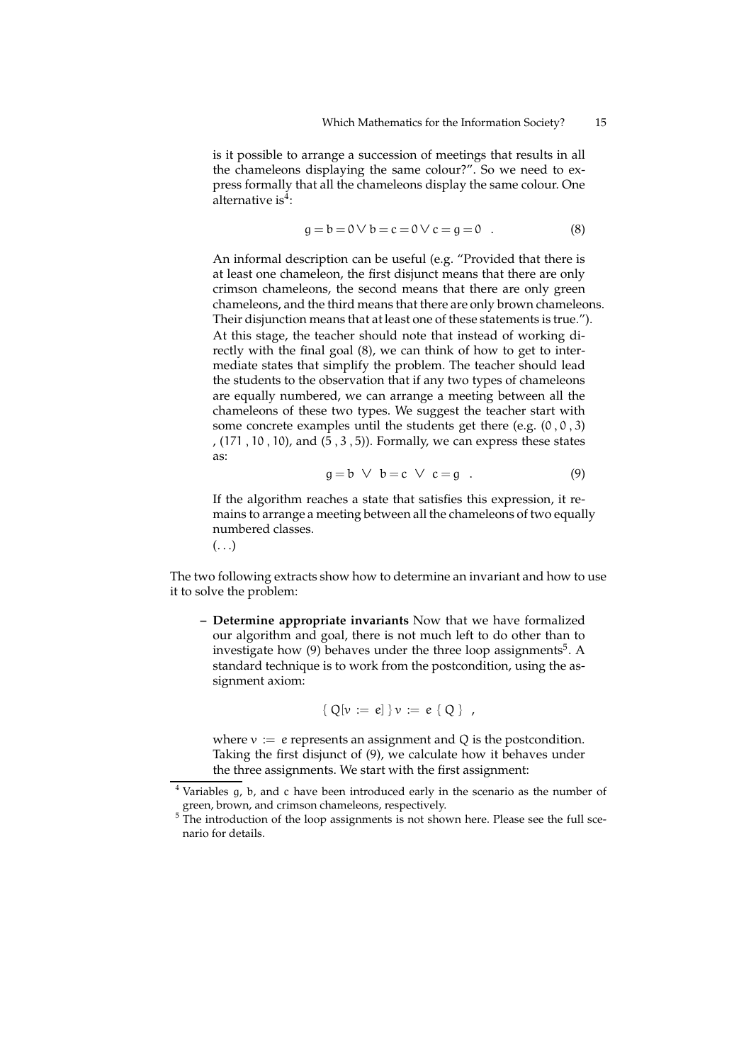is it possible to arrange a succession of meetings that results in all the chameleons displaying the same colour?". So we need to express formally that all the chameleons display the same colour. One alternative is[4]:

$$g = b = 0 \lor b = c = 0 \lor c = g = 0 \quad . \tag{8}$$

An informal description can be useful (e.g. "Provided that there is at least one chameleon, the first disjunct means that there are only crimson chameleons, the second means that there are only green chameleons, and the third means that there are only brown chameleons. Their disjunction means that at least one of these statements is true."). At this stage, the teacher should note that instead of working directly with the final goal (8), we can think of how to get to intermediate states that simplify the problem. The teacher should lead the students to the observation that if any two types of chameleons are equally numbered, we can arrange a meeting between all the chameleons of these two types. We suggest the teacher start with some concrete examples until the students get there (e.g. $(0\,,0\,,3)$ , $(171\,,10\,,10)$, and $(5\,,3\,,5)$). Formally, we can express these states as:

$$g = b \ \lor \ b = c \ \lor \ c = g \quad . \tag{9}$$

If the algorithm reaches a state that satisfies this expression, it remains to arrange a meeting between all the chameleons of two equally numbered classes.

(...)

The two following extracts show how to determine an invariant and how to use it to solve the problem:

– **Determine appropriate invariants** Now that we have formalized our algorithm and goal, there is not much left to do other than to investigate how (9) behaves under the three loop assignments[5]. A standard technique is to work from the postcondition, using the assignment axiom:

$$\{\ Q[v := e]\ \}\ v := e\ \{\ Q\ \}\quad ,$$

where $v := e$ represents an assignment and $Q$ is the postcondition. Taking the first disjunct of (9), we calculate how it behaves under the three assignments. We start with the first assignment:

[4] Variables $g$, $b$, and $c$ have been introduced early in the scenario as the number of green, brown, and crimson chameleons, respectively.

[5] The introduction of the loop assignments is not shown here. Please see the full scenario for details.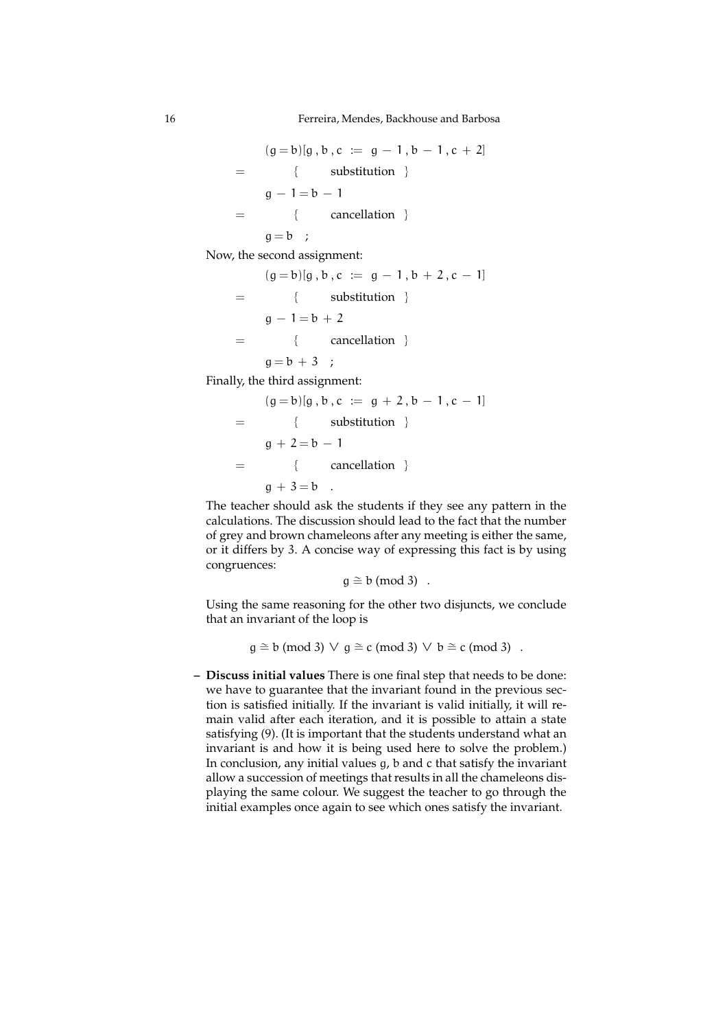$$
\begin{array}{ll}
 & (g = b)[g\,,b\,,c \;:=\; g-1\,,b-1\,,c+2] \\
= & \qquad \{ \qquad \text{substitution} \quad \} \\
 & g-1 = b-1 \\
= & \qquad \{ \qquad \text{cancellation} \quad \} \\
 & g = b \quad ;
\end{array}
$$

Now, the second assignment:

$$
\begin{array}{ll}
 & (g = b)[g\,,b\,,c \;:=\; g-1\,,b+2\,,c-1] \\
= & \qquad \{ \qquad \text{substitution} \quad \} \\
 & g-1 = b+2 \\
= & \qquad \{ \qquad \text{cancellation} \quad \} \\
 & g = b+3 \quad ;
\end{array}
$$

Finally, the third assignment:

$$
\begin{array}{ll}
 & (g = b)[g\,,b\,,c \;:=\; g+2\,,b-1\,,c-1] \\
= & \qquad \{ \qquad \text{substitution} \quad \} \\
 & g+2 = b-1 \\
= & \qquad \{ \qquad \text{cancellation} \quad \} \\
 & g+3 = b \quad .
\end{array}
$$

The teacher should ask the students if they see any pattern in the calculations. The discussion should lead to the fact that the number of grey and brown chameleons after any meeting is either the same, or it differs by 3. A concise way of expressing this fact is by using congruences:

$$g \cong b \text{ (mod 3)} \quad .$$

Using the same reasoning for the other two disjuncts, we conclude that an invariant of the loop is

$$g \cong b \text{ (mod 3)} \lor g \cong c \text{ (mod 3)} \lor b \cong c \text{ (mod 3)} \quad .$$

– **Discuss initial values** There is one final step that needs to be done: we have to guarantee that the invariant found in the previous section is satisfied initially. If the invariant is valid initially, it will remain valid after each iteration, and it is possible to attain a state satisfying (9). (It is important that the students understand what an invariant is and how it is being used here to solve the problem.) In conclusion, any initial values $g$, $b$ and $c$ that satisfy the invariant allow a succession of meetings that results in all the chameleons displaying the same colour. We suggest the teacher to go through the initial examples once again to see which ones satisfy the invariant.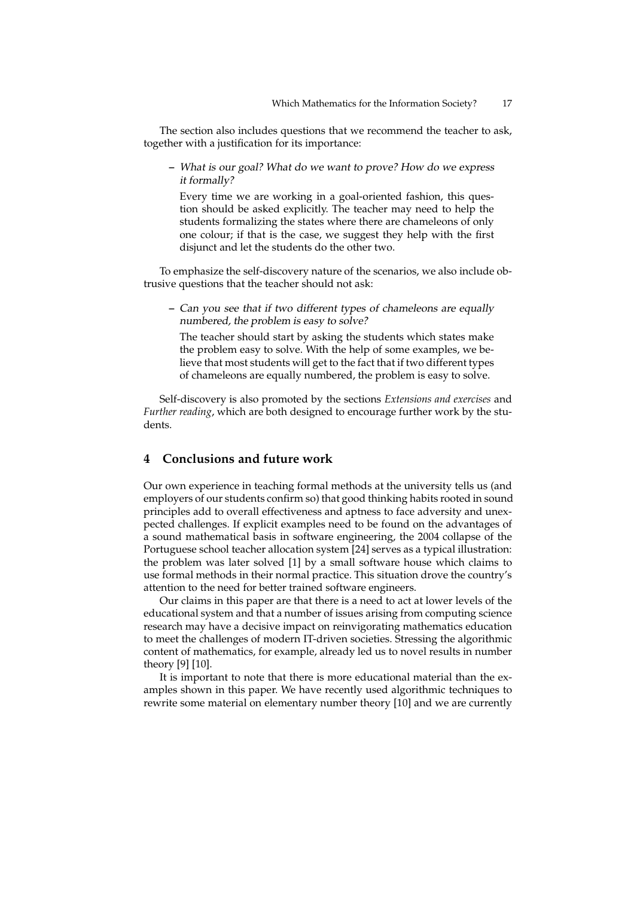The section also includes questions that we recommend the teacher to ask, together with a justification for its importance:

– *What is our goal? What do we want to prove? How do we express it formally?*

  Every time we are working in a goal-oriented fashion, this question should be asked explicitly. The teacher may need to help the students formalizing the states where there are chameleons of only one colour; if that is the case, we suggest they help with the first disjunct and let the students do the other two.

To emphasize the self-discovery nature of the scenarios, we also include obtrusive questions that the teacher should not ask:

– *Can you see that if two different types of chameleons are equally numbered, the problem is easy to solve?*

  The teacher should start by asking the students which states make the problem easy to solve. With the help of some examples, we believe that most students will get to the fact that if two different types of chameleons are equally numbered, the problem is easy to solve.

Self-discovery is also promoted by the sections *Extensions and exercises* and *Further reading*, which are both designed to encourage further work by the students.

## 4 Conclusions and future work

Our own experience in teaching formal methods at the university tells us (and employers of our students confirm so) that good thinking habits rooted in sound principles add to overall effectiveness and aptness to face adversity and unexpected challenges. If explicit examples need to be found on the advantages of a sound mathematical basis in software engineering, the 2004 collapse of the Portuguese school teacher allocation system [24] serves as a typical illustration: the problem was later solved [1] by a small software house which claims to use formal methods in their normal practice. This situation drove the country's attention to the need for better trained software engineers.

Our claims in this paper are that there is a need to act at lower levels of the educational system and that a number of issues arising from computing science research may have a decisive impact on reinvigorating mathematics education to meet the challenges of modern IT-driven societies. Stressing the algorithmic content of mathematics, for example, already led us to novel results in number theory [9] [10].

It is important to note that there is more educational material than the examples shown in this paper. We have recently used algorithmic techniques to rewrite some material on elementary number theory [10] and we are currently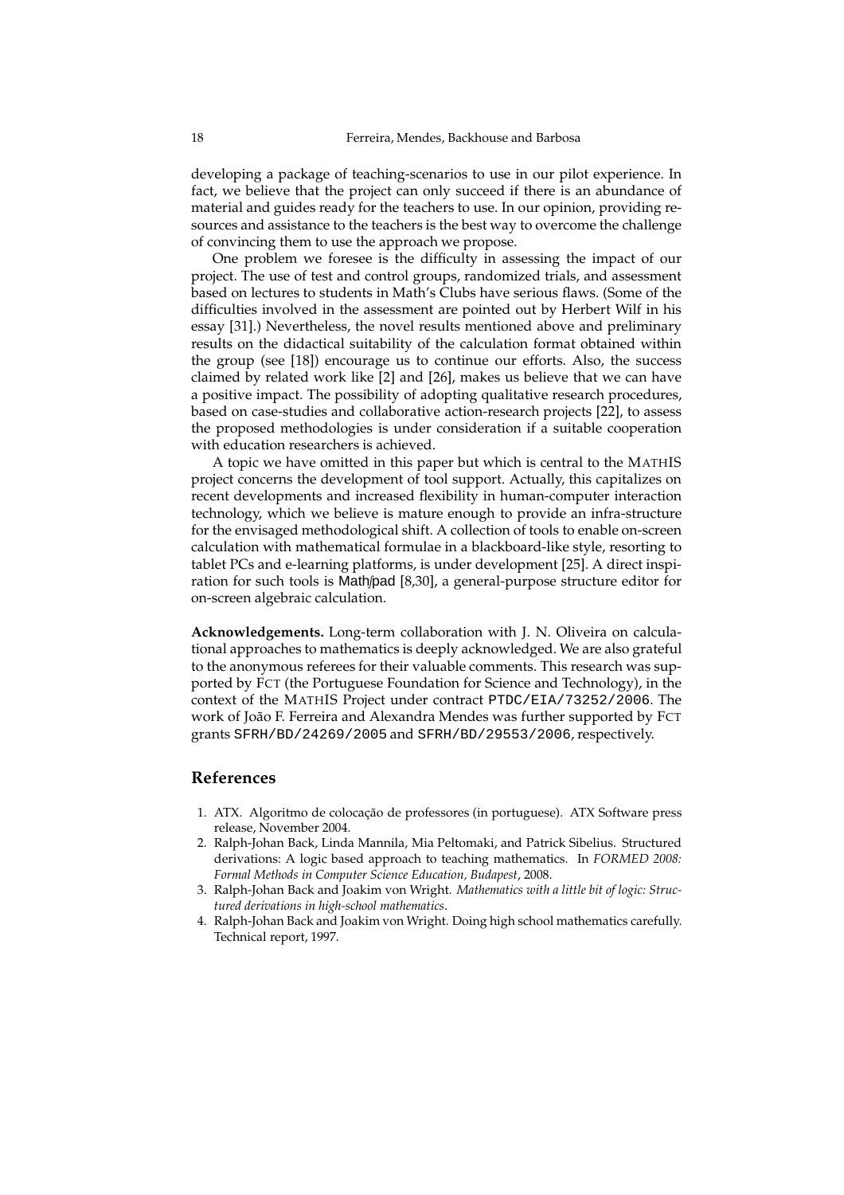developing a package of teaching-scenarios to use in our pilot experience. In fact, we believe that the project can only succeed if there is an abundance of material and guides ready for the teachers to use. In our opinion, providing resources and assistance to the teachers is the best way to overcome the challenge of convincing them to use the approach we propose.

One problem we foresee is the difficulty in assessing the impact of our project. The use of test and control groups, randomized trials, and assessment based on lectures to students in Math's Clubs have serious flaws. (Some of the difficulties involved in the assessment are pointed out by Herbert Wilf in his essay [31].) Nevertheless, the novel results mentioned above and preliminary results on the didactical suitability of the calculation format obtained within the group (see [18]) encourage us to continue our efforts. Also, the success claimed by related work like [2] and [26], makes us believe that we can have a positive impact. The possibility of adopting qualitative research procedures, based on case-studies and collaborative action-research projects [22], to assess the proposed methodologies is under consideration if a suitable cooperation with education researchers is achieved.

A topic we have omitted in this paper but which is central to the MATHIS project concerns the development of tool support. Actually, this capitalizes on recent developments and increased flexibility in human-computer interaction technology, which we believe is mature enough to provide an infra-structure for the envisaged methodological shift. A collection of tools to enable on-screen calculation with mathematical formulae in a blackboard-like style, resorting to tablet PCs and e-learning platforms, is under development [25]. A direct inspiration for such tools is Math/pad [8,30], a general-purpose structure editor for on-screen algebraic calculation.

**Acknowledgements.** Long-term collaboration with J. N. Oliveira on calculational approaches to mathematics is deeply acknowledged. We are also grateful to the anonymous referees for their valuable comments. This research was supported by FCT (the Portuguese Foundation for Science and Technology), in the context of the MATHIS Project under contract `PTDC/EIA/73252/2006`. The work of João F. Ferreira and Alexandra Mendes was further supported by FCT grants `SFRH/BD/24269/2005` and `SFRH/BD/29553/2006`, respectively.

## References

1. ATX. Algoritmo de colocação de professores (in portuguese). ATX Software press release, November 2004.
2. Ralph-Johan Back, Linda Mannila, Mia Peltomaki, and Patrick Sibelius. Structured derivations: A logic based approach to teaching mathematics. In *FORMED 2008: Formal Methods in Computer Science Education, Budapest*, 2008.
3. Ralph-Johan Back and Joakim von Wright. *Mathematics with a little bit of logic: Structured derivations in high-school mathematics*.
4. Ralph-Johan Back and Joakim von Wright. Doing high school mathematics carefully. Technical report, 1997.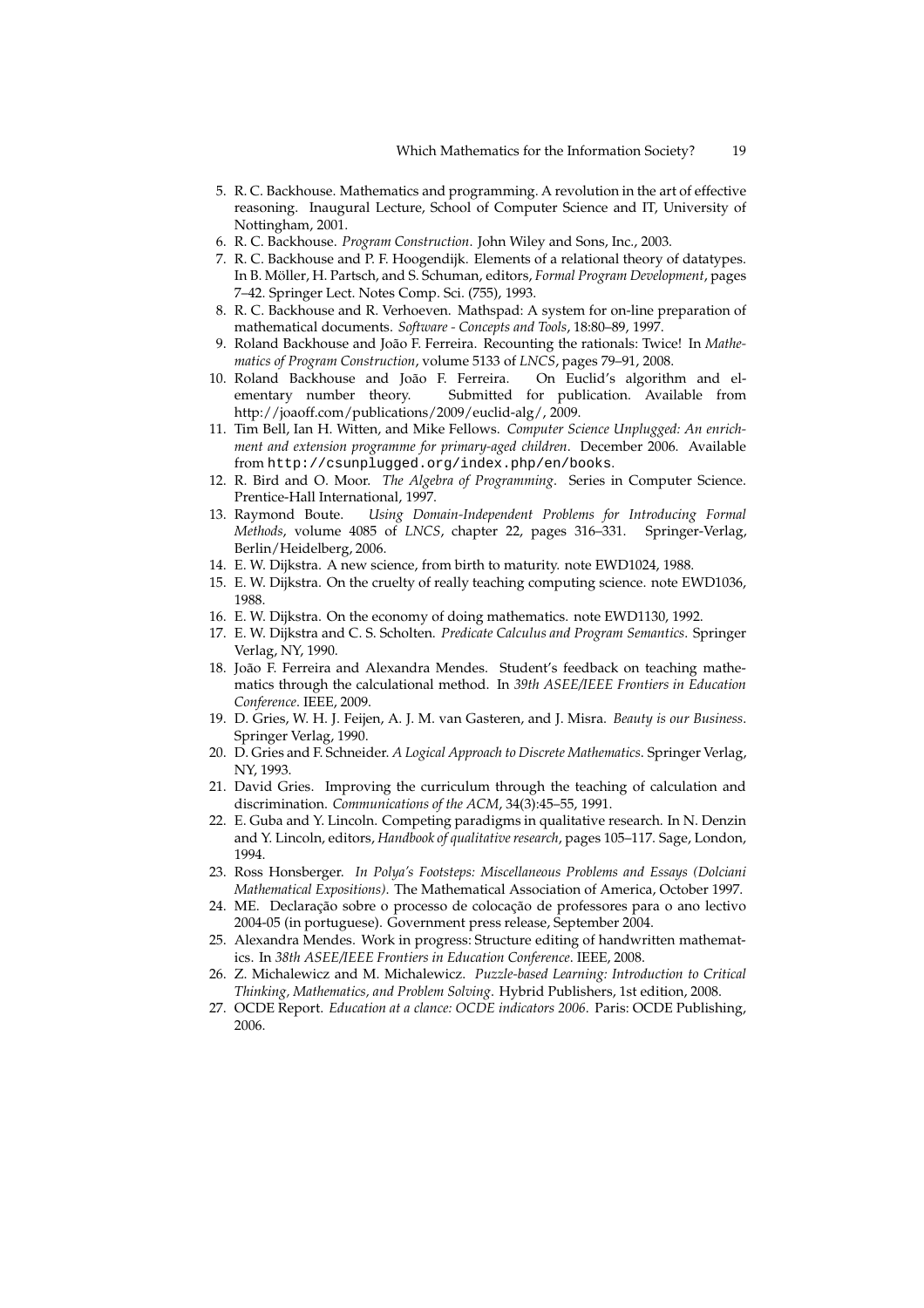5. R. C. Backhouse. Mathematics and programming. A revolution in the art of effective reasoning. Inaugural Lecture, School of Computer Science and IT, University of Nottingham, 2001.
6. R. C. Backhouse. *Program Construction*. John Wiley and Sons, Inc., 2003.
7. R. C. Backhouse and P. F. Hoogendijk. Elements of a relational theory of datatypes. In B. Möller, H. Partsch, and S. Schuman, editors, *Formal Program Development*, pages 7–42. Springer Lect. Notes Comp. Sci. (755), 1993.
8. R. C. Backhouse and R. Verhoeven. Mathspad: A system for on-line preparation of mathematical documents. *Software - Concepts and Tools*, 18:80–89, 1997.
9. Roland Backhouse and João F. Ferreira. Recounting the rationals: Twice! In *Mathematics of Program Construction*, volume 5133 of *LNCS*, pages 79–91, 2008.
10. Roland Backhouse and João F. Ferreira. On Euclid's algorithm and elementary number theory. Submitted for publication. Available from http://joaoff.com/publications/2009/euclid-alg/, 2009.
11. Tim Bell, Ian H. Witten, and Mike Fellows. *Computer Science Unplugged: An enrichment and extension programme for primary-aged children*. December 2006. Available from `http://csunplugged.org/index.php/en/books`.
12. R. Bird and O. Moor. *The Algebra of Programming*. Series in Computer Science. Prentice-Hall International, 1997.
13. Raymond Boute. *Using Domain-Independent Problems for Introducing Formal Methods*, volume 4085 of *LNCS*, chapter 22, pages 316–331. Springer-Verlag, Berlin/Heidelberg, 2006.
14. E. W. Dijkstra. A new science, from birth to maturity. note EWD1024, 1988.
15. E. W. Dijkstra. On the cruelty of really teaching computing science. note EWD1036, 1988.
16. E. W. Dijkstra. On the economy of doing mathematics. note EWD1130, 1992.
17. E. W. Dijkstra and C. S. Scholten. *Predicate Calculus and Program Semantics*. Springer Verlag, NY, 1990.
18. João F. Ferreira and Alexandra Mendes. Student's feedback on teaching mathematics through the calculational method. In *39th ASEE/IEEE Frontiers in Education Conference*. IEEE, 2009.
19. D. Gries, W. H. J. Feijen, A. J. M. van Gasteren, and J. Misra. *Beauty is our Business*. Springer Verlag, 1990.
20. D. Gries and F. Schneider. *A Logical Approach to Discrete Mathematics*. Springer Verlag, NY, 1993.
21. David Gries. Improving the curriculum through the teaching of calculation and discrimination. *Communications of the ACM*, 34(3):45–55, 1991.
22. E. Guba and Y. Lincoln. Competing paradigms in qualitative research. In N. Denzin and Y. Lincoln, editors, *Handbook of qualitative research*, pages 105–117. Sage, London, 1994.
23. Ross Honsberger. *In Polya's Footsteps: Miscellaneous Problems and Essays (Dolciani Mathematical Expositions)*. The Mathematical Association of America, October 1997.
24. ME. Declaração sobre o processo de colocação de professores para o ano lectivo 2004-05 (in portuguese). Government press release, September 2004.
25. Alexandra Mendes. Work in progress: Structure editing of handwritten mathematics. In *38th ASEE/IEEE Frontiers in Education Conference*. IEEE, 2008.
26. Z. Michalewicz and M. Michalewicz. *Puzzle-based Learning: Introduction to Critical Thinking, Mathematics, and Problem Solving*. Hybrid Publishers, 1st edition, 2008.
27. OCDE Report. *Education at a clance: OCDE indicators 2006*. Paris: OCDE Publishing, 2006.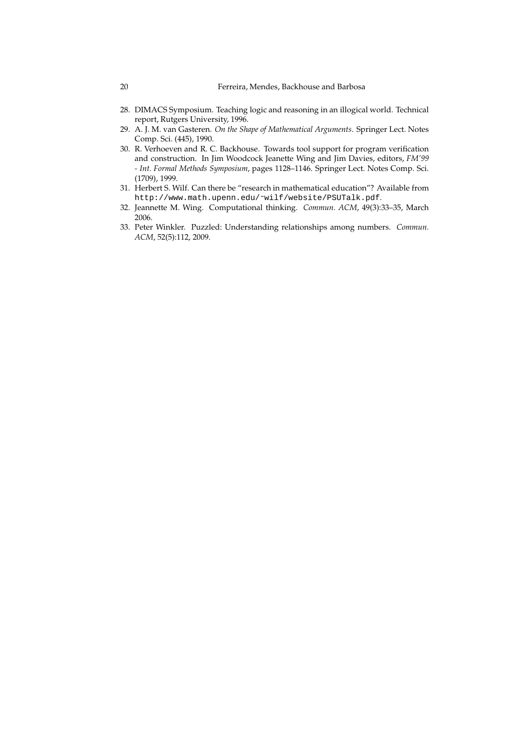28. DIMACS Symposium. Teaching logic and reasoning in an illogical world. Technical report, Rutgers University, 1996.
29. A. J. M. van Gasteren. *On the Shape of Mathematical Arguments*. Springer Lect. Notes Comp. Sci. (445), 1990.
30. R. Verhoeven and R. C. Backhouse. Towards tool support for program verification and construction. In Jim Woodcock Jeanette Wing and Jim Davies, editors, *FM'99 - Int. Formal Methods Symposium*, pages 1128–1146. Springer Lect. Notes Comp. Sci. (1709), 1999.
31. Herbert S. Wilf. Can there be "research in mathematical education"? Available from `http://www.math.upenn.edu/~wilf/website/PSUTalk.pdf`.
32. Jeannette M. Wing. Computational thinking. *Commun. ACM*, 49(3):33–35, March 2006.
33. Peter Winkler. Puzzled: Understanding relationships among numbers. *Commun. ACM*, 52(5):112, 2009.